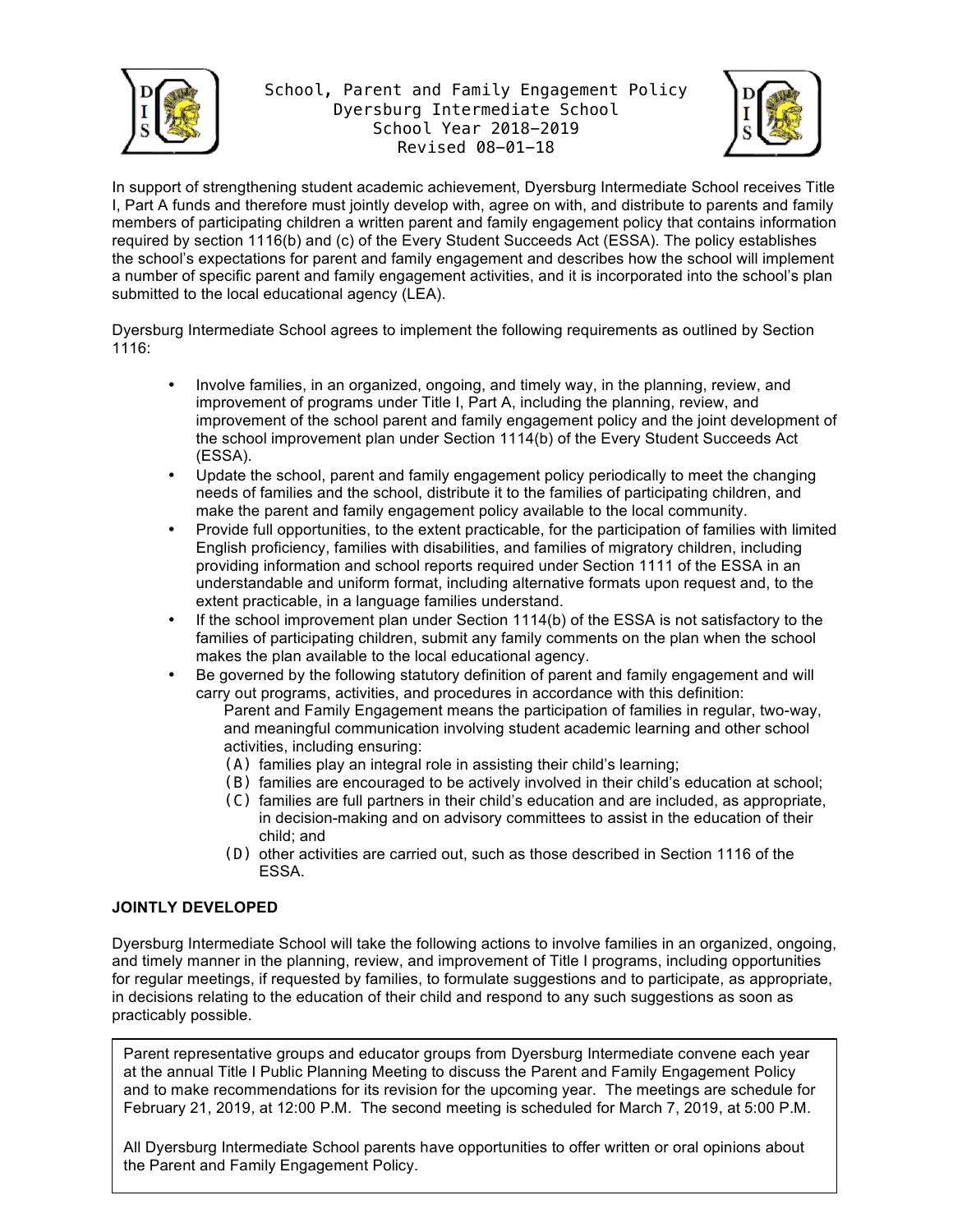# School, Parent and Family Engagement Policy
## Dyersburg Intermediate School
### School Year 2018-2019
### Revised 08-01-18

In support of strengthening student academic achievement, Dyersburg Intermediate School receives Title I, Part A funds and therefore must jointly develop with, agree on with, and distribute to parents and family members of participating children a written parent and family engagement policy that contains information required by section 1116(b) and (c) of the Every Student Succeeds Act (ESSA). The policy establishes the school's expectations for parent and family engagement and describes how the school will implement a number of specific parent and family engagement activities, and it is incorporated into the school's plan submitted to the local educational agency (LEA).

Dyersburg Intermediate School agrees to implement the following requirements as outlined by Section 1116:

- Involve families, in an organized, ongoing, and timely way, in the planning, review, and improvement of programs under Title I, Part A, including the planning, review, and improvement of the school parent and family engagement policy and the joint development of the school improvement plan under Section 1114(b) of the Every Student Succeeds Act (ESSA).
- Update the school, parent and family engagement policy periodically to meet the changing needs of families and the school, distribute it to the families of participating children, and make the parent and family engagement policy available to the local community.
- Provide full opportunities, to the extent practicable, for the participation of families with limited English proficiency, families with disabilities, and families of migratory children, including providing information and school reports required under Section 1111 of the ESSA in an understandable and uniform format, including alternative formats upon request and, to the extent practicable, in a language families understand.
- If the school improvement plan under Section 1114(b) of the ESSA is not satisfactory to the families of participating children, submit any family comments on the plan when the school makes the plan available to the local educational agency.
- Be governed by the following statutory definition of parent and family engagement and will carry out programs, activities, and procedures in accordance with this definition:

  Parent and Family Engagement means the participation of families in regular, two-way, and meaningful communication involving student academic learning and other school activities, including ensuring:

  (A) families play an integral role in assisting their child's learning;
  (B) families are encouraged to be actively involved in their child's education at school;
  (C) families are full partners in their child's education and are included, as appropriate, in decision-making and on advisory committees to assist in the education of their child; and
  (D) other activities are carried out, such as those described in Section 1116 of the ESSA.

**JOINTLY DEVELOPED**

Dyersburg Intermediate School will take the following actions to involve families in an organized, ongoing, and timely manner in the planning, review, and improvement of Title I programs, including opportunities for regular meetings, if requested by families, to formulate suggestions and to participate, as appropriate, in decisions relating to the education of their child and respond to any such suggestions as soon as practicably possible.

Parent representative groups and educator groups from Dyersburg Intermediate convene each year at the annual Title I Public Planning Meeting to discuss the Parent and Family Engagement Policy and to make recommendations for its revision for the upcoming year. The meetings are schedule for February 21, 2019, at 12:00 P.M. The second meeting is scheduled for March 7, 2019, at 5:00 P.M.

All Dyersburg Intermediate School parents have opportunities to offer written or oral opinions about the Parent and Family Engagement Policy.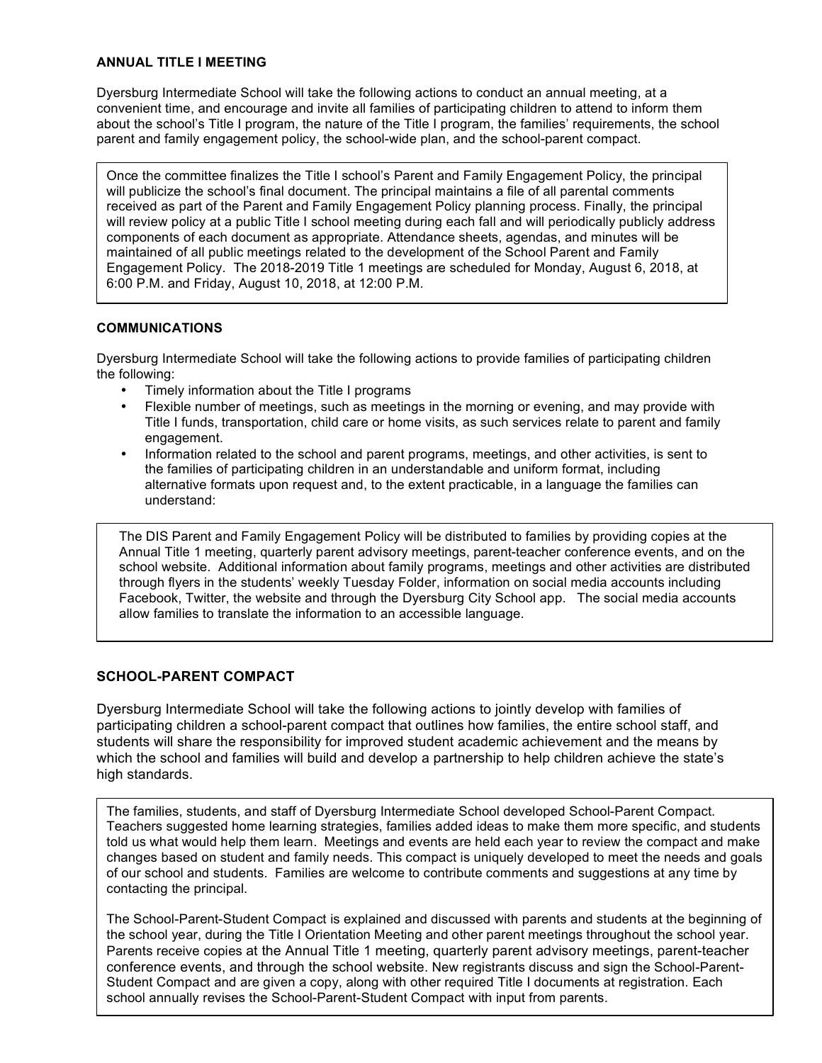## ANNUAL TITLE I MEETING

Dyersburg Intermediate School will take the following actions to conduct an annual meeting, at a convenient time, and encourage and invite all families of participating children to attend to inform them about the school's Title I program, the nature of the Title I program, the families' requirements, the school parent and family engagement policy, the school-wide plan, and the school-parent compact.

Once the committee finalizes the Title I school's Parent and Family Engagement Policy, the principal will publicize the school's final document. The principal maintains a file of all parental comments received as part of the Parent and Family Engagement Policy planning process. Finally, the principal will review policy at a public Title I school meeting during each fall and will periodically publicly address components of each document as appropriate. Attendance sheets, agendas, and minutes will be maintained of all public meetings related to the development of the School Parent and Family Engagement Policy. The 2018-2019 Title 1 meetings are scheduled for Monday, August 6, 2018, at 6:00 P.M. and Friday, August 10, 2018, at 12:00 P.M.

## COMMUNICATIONS

Dyersburg Intermediate School will take the following actions to provide families of participating children the following:

- Timely information about the Title I programs
- Flexible number of meetings, such as meetings in the morning or evening, and may provide with Title I funds, transportation, child care or home visits, as such services relate to parent and family engagement.
- Information related to the school and parent programs, meetings, and other activities, is sent to the families of participating children in an understandable and uniform format, including alternative formats upon request and, to the extent practicable, in a language the families can understand:

The DIS Parent and Family Engagement Policy will be distributed to families by providing copies at the Annual Title 1 meeting, quarterly parent advisory meetings, parent-teacher conference events, and on the school website. Additional information about family programs, meetings and other activities are distributed through flyers in the students' weekly Tuesday Folder, information on social media accounts including Facebook, Twitter, the website and through the Dyersburg City School app. The social media accounts allow families to translate the information to an accessible language.

## SCHOOL-PARENT COMPACT

Dyersburg Intermediate School will take the following actions to jointly develop with families of participating children a school-parent compact that outlines how families, the entire school staff, and students will share the responsibility for improved student academic achievement and the means by which the school and families will build and develop a partnership to help children achieve the state's high standards.

The families, students, and staff of Dyersburg Intermediate School developed School-Parent Compact. Teachers suggested home learning strategies, families added ideas to make them more specific, and students told us what would help them learn. Meetings and events are held each year to review the compact and make changes based on student and family needs. This compact is uniquely developed to meet the needs and goals of our school and students. Families are welcome to contribute comments and suggestions at any time by contacting the principal.

The School-Parent-Student Compact is explained and discussed with parents and students at the beginning of the school year, during the Title I Orientation Meeting and other parent meetings throughout the school year. Parents receive copies at the Annual Title 1 meeting, quarterly parent advisory meetings, parent-teacher conference events, and through the school website. New registrants discuss and sign the School-Parent-Student Compact and are given a copy, along with other required Title I documents at registration. Each school annually revises the School-Parent-Student Compact with input from parents.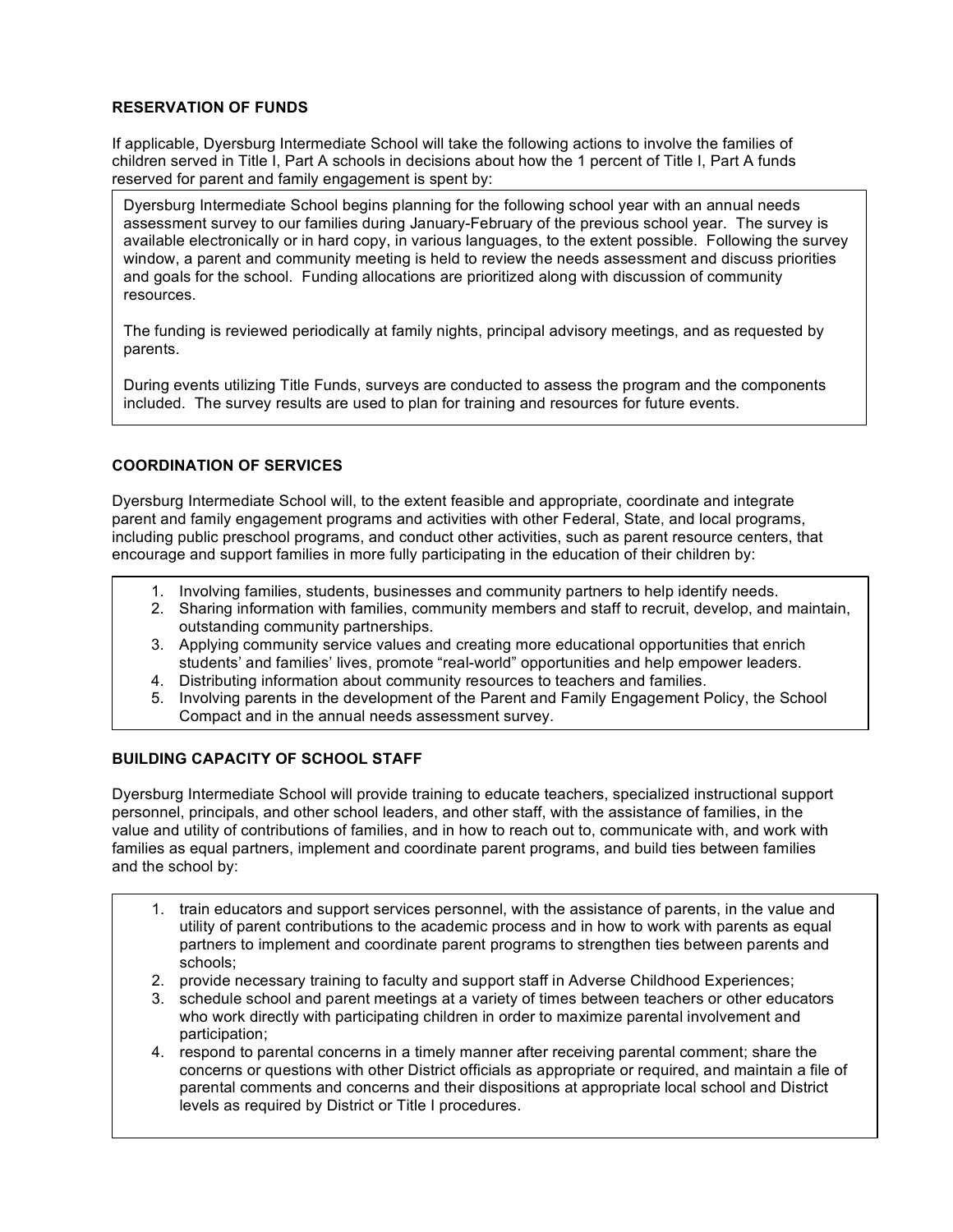## RESERVATION OF FUNDS

If applicable, Dyersburg Intermediate School will take the following actions to involve the families of children served in Title I, Part A schools in decisions about how the 1 percent of Title I, Part A funds reserved for parent and family engagement is spent by:

Dyersburg Intermediate School begins planning for the following school year with an annual needs assessment survey to our families during January-February of the previous school year. The survey is available electronically or in hard copy, in various languages, to the extent possible. Following the survey window, a parent and community meeting is held to review the needs assessment and discuss priorities and goals for the school. Funding allocations are prioritized along with discussion of community resources.

The funding is reviewed periodically at family nights, principal advisory meetings, and as requested by parents.

During events utilizing Title Funds, surveys are conducted to assess the program and the components included. The survey results are used to plan for training and resources for future events.

## COORDINATION OF SERVICES

Dyersburg Intermediate School will, to the extent feasible and appropriate, coordinate and integrate parent and family engagement programs and activities with other Federal, State, and local programs, including public preschool programs, and conduct other activities, such as parent resource centers, that encourage and support families in more fully participating in the education of their children by:

1. Involving families, students, businesses and community partners to help identify needs.
2. Sharing information with families, community members and staff to recruit, develop, and maintain, outstanding community partnerships.
3. Applying community service values and creating more educational opportunities that enrich students' and families' lives, promote "real-world" opportunities and help empower leaders.
4. Distributing information about community resources to teachers and families.
5. Involving parents in the development of the Parent and Family Engagement Policy, the School Compact and in the annual needs assessment survey.

## BUILDING CAPACITY OF SCHOOL STAFF

Dyersburg Intermediate School will provide training to educate teachers, specialized instructional support personnel, principals, and other school leaders, and other staff, with the assistance of families, in the value and utility of contributions of families, and in how to reach out to, communicate with, and work with families as equal partners, implement and coordinate parent programs, and build ties between families and the school by:

1. train educators and support services personnel, with the assistance of parents, in the value and utility of parent contributions to the academic process and in how to work with parents as equal partners to implement and coordinate parent programs to strengthen ties between parents and schools;
2. provide necessary training to faculty and support staff in Adverse Childhood Experiences;
3. schedule school and parent meetings at a variety of times between teachers or other educators who work directly with participating children in order to maximize parental involvement and participation;
4. respond to parental concerns in a timely manner after receiving parental comment; share the concerns or questions with other District officials as appropriate or required, and maintain a file of parental comments and concerns and their dispositions at appropriate local school and District levels as required by District or Title I procedures.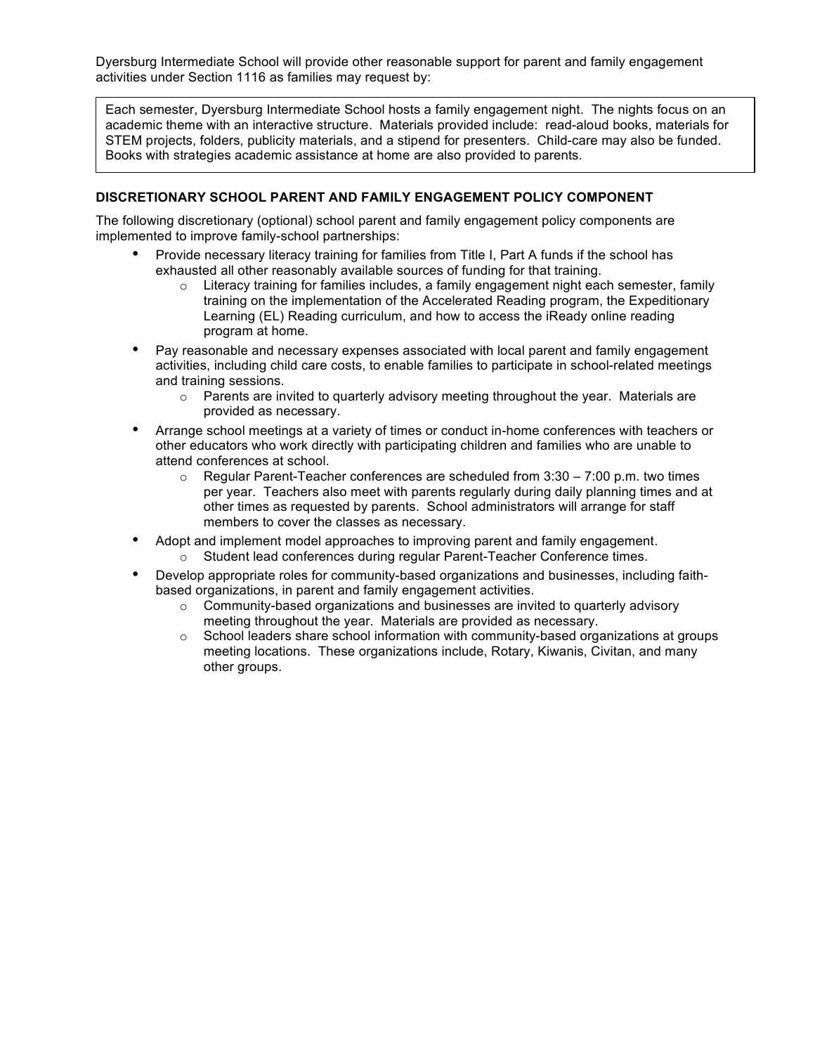Dyersburg Intermediate School will provide other reasonable support for parent and family engagement activities under Section 1116 as families may request by:

Each semester, Dyersburg Intermediate School hosts a family engagement night. The nights focus on an academic theme with an interactive structure. Materials provided include: read-aloud books, materials for STEM projects, folders, publicity materials, and a stipend for presenters. Child-care may also be funded. Books with strategies academic assistance at home are also provided to parents.

**DISCRETIONARY SCHOOL PARENT AND FAMILY ENGAGEMENT POLICY COMPONENT**

The following discretionary (optional) school parent and family engagement policy components are implemented to improve family-school partnerships:

- Provide necessary literacy training for families from Title I, Part A funds if the school has exhausted all other reasonably available sources of funding for that training.
  - Literacy training for families includes, a family engagement night each semester, family training on the implementation of the Accelerated Reading program, the Expeditionary Learning (EL) Reading curriculum, and how to access the iReady online reading program at home.
- Pay reasonable and necessary expenses associated with local parent and family engagement activities, including child care costs, to enable families to participate in school-related meetings and training sessions.
  - Parents are invited to quarterly advisory meeting throughout the year. Materials are provided as necessary.
- Arrange school meetings at a variety of times or conduct in-home conferences with teachers or other educators who work directly with participating children and families who are unable to attend conferences at school.
  - Regular Parent-Teacher conferences are scheduled from 3:30 – 7:00 p.m. two times per year. Teachers also meet with parents regularly during daily planning times and at other times as requested by parents. School administrators will arrange for staff members to cover the classes as necessary.
- Adopt and implement model approaches to improving parent and family engagement.
  - Student lead conferences during regular Parent-Teacher Conference times.
- Develop appropriate roles for community-based organizations and businesses, including faith-based organizations, in parent and family engagement activities.
  - Community-based organizations and businesses are invited to quarterly advisory meeting throughout the year. Materials are provided as necessary.
  - School leaders share school information with community-based organizations at groups meeting locations. These organizations include, Rotary, Kiwanis, Civitan, and many other groups.